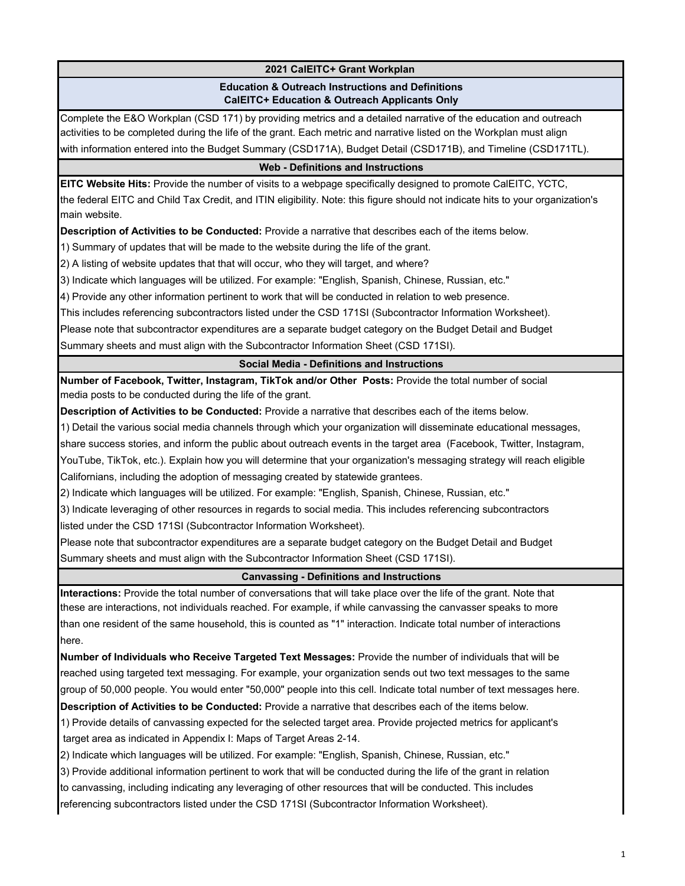# 2021 CalEITC+ Grant Workplan

## Education & Outreach Instructions and Definitions
## CalEITC+ Education & Outreach Applicants Only

Complete the E&O Workplan (CSD 171) by providing metrics and a detailed narrative of the education and outreach activities to be completed during the life of the grant. Each metric and narrative listed on the Workplan must align with information entered into the Budget Summary (CSD171A), Budget Detail (CSD171B), and Timeline (CSD171TL).

### Web - Definitions and Instructions

**EITC Website Hits:** Provide the number of visits to a webpage specifically designed to promote CalEITC, YCTC, the federal EITC and Child Tax Credit, and ITIN eligibility. Note: this figure should not indicate hits to your organization's main website.

**Description of Activities to be Conducted:** Provide a narrative that describes each of the items below.

1) Summary of updates that will be made to the website during the life of the grant.
2) A listing of website updates that that will occur, who they will target, and where?
3) Indicate which languages will be utilized. For example: "English, Spanish, Chinese, Russian, etc."
4) Provide any other information pertinent to work that will be conducted in relation to web presence.

This includes referencing subcontractors listed under the CSD 171SI (Subcontractor Information Worksheet).
Please note that subcontractor expenditures are a separate budget category on the Budget Detail and Budget Summary sheets and must align with the Subcontractor Information Sheet (CSD 171SI).

### Social Media - Definitions and Instructions

**Number of Facebook, Twitter, Instagram, TikTok and/or Other Posts:** Provide the total number of social media posts to be conducted during the life of the grant.

**Description of Activities to be Conducted:** Provide a narrative that describes each of the items below.

1) Detail the various social media channels through which your organization will disseminate educational messages, share success stories, and inform the public about outreach events in the target area (Facebook, Twitter, Instagram, YouTube, TikTok, etc.). Explain how you will determine that your organization's messaging strategy will reach eligible Californians, including the adoption of messaging created by statewide grantees.
2) Indicate which languages will be utilized. For example: "English, Spanish, Chinese, Russian, etc."
3) Indicate leveraging of other resources in regards to social media. This includes referencing subcontractors listed under the CSD 171SI (Subcontractor Information Worksheet).

Please note that subcontractor expenditures are a separate budget category on the Budget Detail and Budget Summary sheets and must align with the Subcontractor Information Sheet (CSD 171SI).

### Canvassing - Definitions and Instructions

**Interactions:** Provide the total number of conversations that will take place over the life of the grant. Note that these are interactions, not individuals reached. For example, if while canvassing the canvasser speaks to more than one resident of the same household, this is counted as "1" interaction. Indicate total number of interactions here.

**Number of Individuals who Receive Targeted Text Messages:** Provide the number of individuals that will be reached using targeted text messaging. For example, your organization sends out two text messages to the same group of 50,000 people. You would enter "50,000" people into this cell. Indicate total number of text messages here.

**Description of Activities to be Conducted:** Provide a narrative that describes each of the items below.

1) Provide details of canvassing expected for the selected target area. Provide projected metrics for applicant's target area as indicated in Appendix I: Maps of Target Areas 2-14.
2) Indicate which languages will be utilized. For example: "English, Spanish, Chinese, Russian, etc."
3) Provide additional information pertinent to work that will be conducted during the life of the grant in relation to canvassing, including indicating any leveraging of other resources that will be conducted. This includes referencing subcontractors listed under the CSD 171SI (Subcontractor Information Worksheet).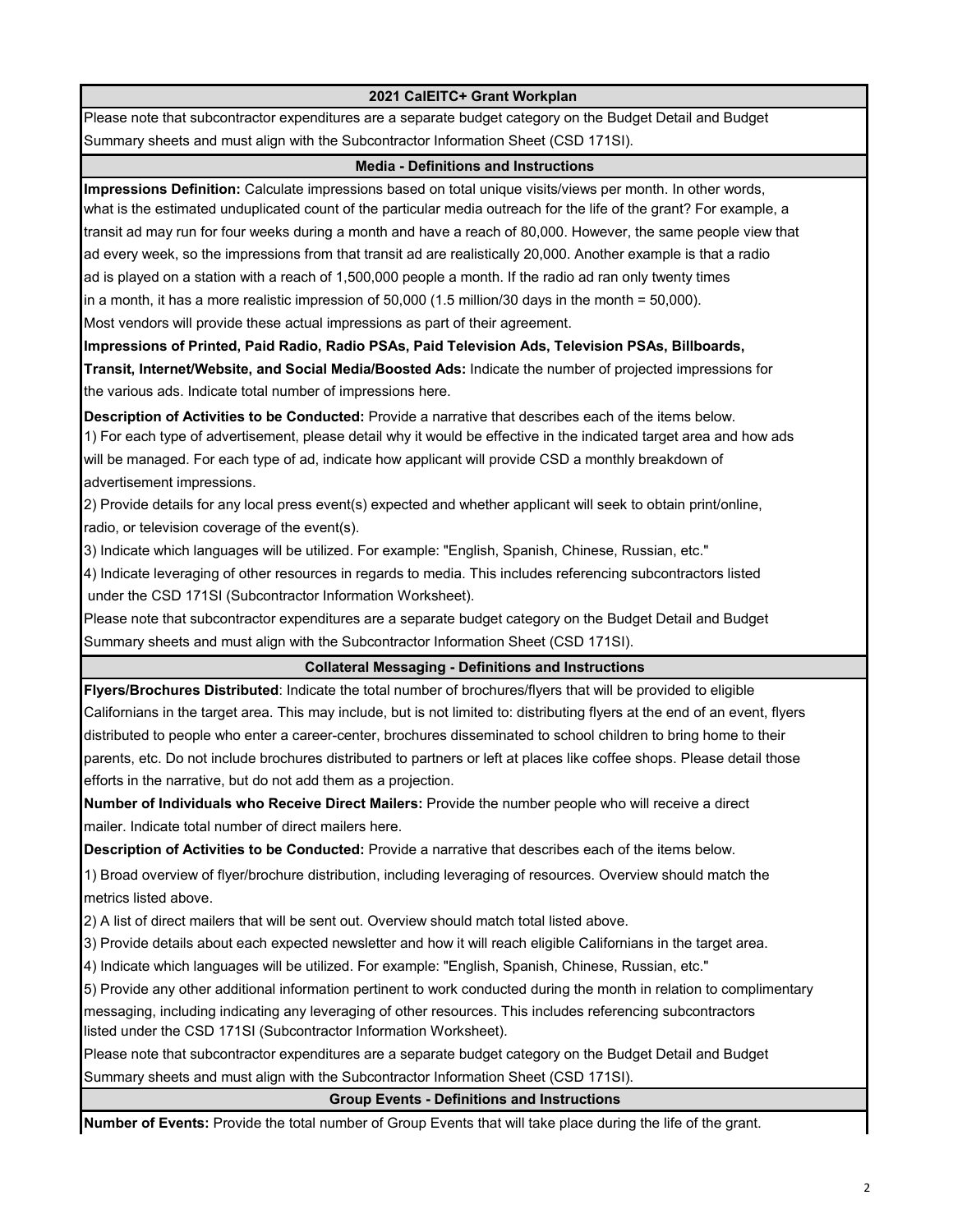## 2021 CalEITC+ Grant Workplan

Please note that subcontractor expenditures are a separate budget category on the Budget Detail and Budget Summary sheets and must align with the Subcontractor Information Sheet (CSD 171SI).

### Media - Definitions and Instructions

**Impressions Definition:** Calculate impressions based on total unique visits/views per month. In other words, what is the estimated unduplicated count of the particular media outreach for the life of the grant? For example, a transit ad may run for four weeks during a month and have a reach of 80,000. However, the same people view that ad every week, so the impressions from that transit ad are realistically 20,000. Another example is that a radio ad is played on a station with a reach of 1,500,000 people a month. If the radio ad ran only twenty times in a month, it has a more realistic impression of 50,000 (1.5 million/30 days in the month = 50,000). Most vendors will provide these actual impressions as part of their agreement.

**Impressions of Printed, Paid Radio, Radio PSAs, Paid Television Ads, Television PSAs, Billboards, Transit, Internet/Website, and Social Media/Boosted Ads:** Indicate the number of projected impressions for the various ads. Indicate total number of impressions here.

**Description of Activities to be Conducted:** Provide a narrative that describes each of the items below.

1) For each type of advertisement, please detail why it would be effective in the indicated target area and how ads will be managed. For each type of ad, indicate how applicant will provide CSD a monthly breakdown of advertisement impressions.

2) Provide details for any local press event(s) expected and whether applicant will seek to obtain print/online, radio, or television coverage of the event(s).

3) Indicate which languages will be utilized. For example: "English, Spanish, Chinese, Russian, etc."

4) Indicate leveraging of other resources in regards to media. This includes referencing subcontractors listed under the CSD 171SI (Subcontractor Information Worksheet).

Please note that subcontractor expenditures are a separate budget category on the Budget Detail and Budget Summary sheets and must align with the Subcontractor Information Sheet (CSD 171SI).

### Collateral Messaging - Definitions and Instructions

**Flyers/Brochures Distributed**: Indicate the total number of brochures/flyers that will be provided to eligible Californians in the target area. This may include, but is not limited to: distributing flyers at the end of an event, flyers distributed to people who enter a career-center, brochures disseminated to school children to bring home to their parents, etc. Do not include brochures distributed to partners or left at places like coffee shops. Please detail those efforts in the narrative, but do not add them as a projection.

**Number of Individuals who Receive Direct Mailers:** Provide the number people who will receive a direct mailer. Indicate total number of direct mailers here.

**Description of Activities to be Conducted:** Provide a narrative that describes each of the items below.

1) Broad overview of flyer/brochure distribution, including leveraging of resources. Overview should match the metrics listed above.

2) A list of direct mailers that will be sent out. Overview should match total listed above.

3) Provide details about each expected newsletter and how it will reach eligible Californians in the target area.

4) Indicate which languages will be utilized. For example: "English, Spanish, Chinese, Russian, etc."

5) Provide any other additional information pertinent to work conducted during the month in relation to complimentary messaging, including indicating any leveraging of other resources. This includes referencing subcontractors listed under the CSD 171SI (Subcontractor Information Worksheet).

Please note that subcontractor expenditures are a separate budget category on the Budget Detail and Budget Summary sheets and must align with the Subcontractor Information Sheet (CSD 171SI).

### Group Events - Definitions and Instructions

**Number of Events:** Provide the total number of Group Events that will take place during the life of the grant.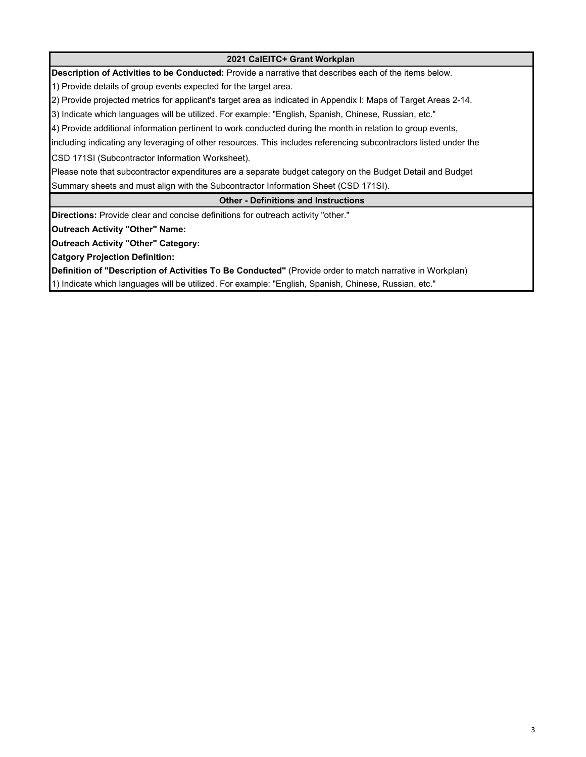## 2021 CalEITC+ Grant Workplan

**Description of Activities to be Conducted:** Provide a narrative that describes each of the items below.

1) Provide details of group events expected for the target area.

2) Provide projected metrics for applicant's target area as indicated in Appendix I: Maps of Target Areas 2-14.

3) Indicate which languages will be utilized. For example: "English, Spanish, Chinese, Russian, etc."

4) Provide additional information pertinent to work conducted during the month in relation to group events, including indicating any leveraging of other resources. This includes referencing subcontractors listed under the CSD 171SI (Subcontractor Information Worksheet).

Please note that subcontractor expenditures are a separate budget category on the Budget Detail and Budget Summary sheets and must align with the Subcontractor Information Sheet (CSD 171SI).

## Other - Definitions and Instructions

**Directions:** Provide clear and concise definitions for outreach activity "other."

**Outreach Activity "Other" Name:**

**Outreach Activity "Other" Category:**

**Catgory Projection Definition:**

**Definition of "Description of Activities To Be Conducted"** (Provide order to match narrative in Workplan)

1) Indicate which languages will be utilized. For example: "English, Spanish, Chinese, Russian, etc."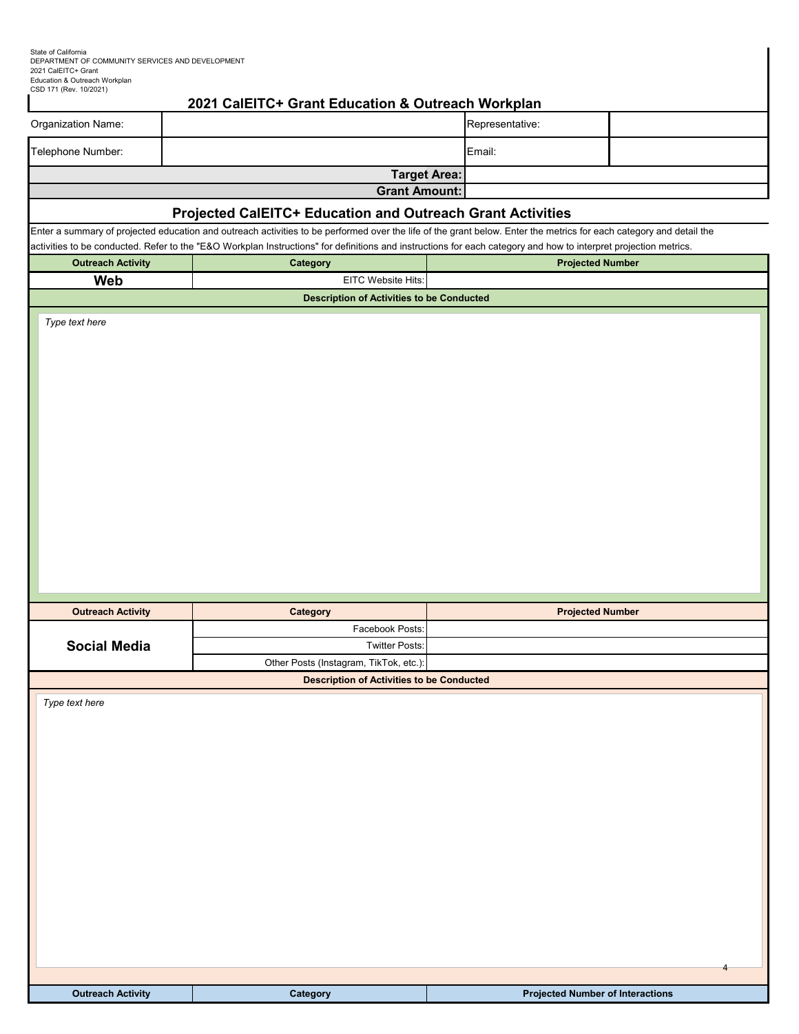State of California
DEPARTMENT OF COMMUNITY SERVICES AND DEVELOPMENT
2021 CalEITC+ Grant
Education & Outreach Workplan
CSD 171 (Rev. 10/2021)

# 2021 CalEITC+ Grant Education & Outreach Workplan

| Organization Name: | | Representative: | |
|---|---|---|---|
| Telephone Number: | | Email: | |
| | **Target Area:** | | |
| | **Grant Amount:** | | |

## Projected CalEITC+ Education and Outreach Grant Activities

Enter a summary of projected education and outreach activities to be performed over the life of the grant below. Enter the metrics for each category and detail the activities to be conducted. Refer to the "E&O Workplan Instructions" for definitions and instructions for each category and how to interpret projection metrics.

| Outreach Activity | Category | Projected Number |
|---|---|---|
| **Web** | EITC Website Hits: | |

**Description of Activities to be Conducted**

*Type text here*

| Outreach Activity | Category | Projected Number |
|---|---|---|
| **Social Media** | Facebook Posts: | |
| | Twitter Posts: | |
| | Other Posts (Instagram, TikTok, etc.): | |

**Description of Activities to be Conducted**

*Type text here*

| Outreach Activity | Category | Projected Number of Interactions |
|---|---|---|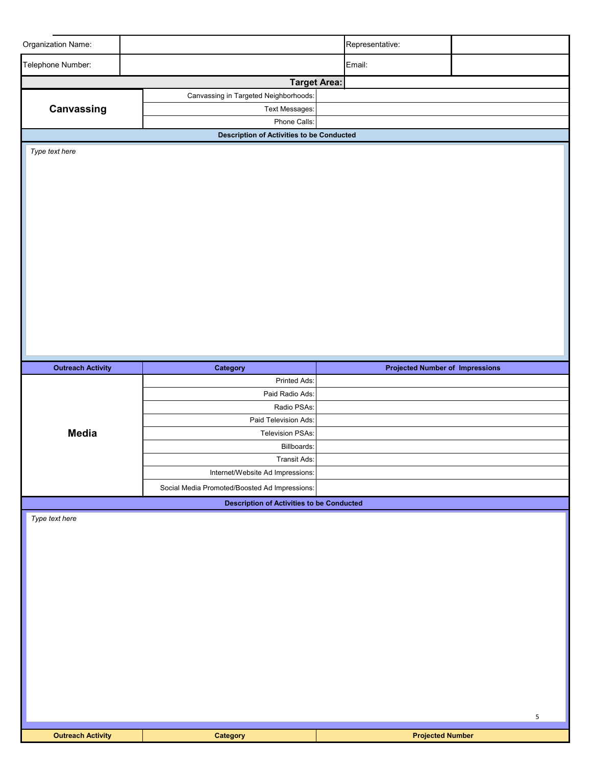| Organization Name: | | Representative: | |
|---|---|---|---|
| Telephone Number: | | Email: | |

| | **Target Area:** | |
|---|---|---|
| **Canvassing** | Canvassing in Targeted Neighborhoods: | |
| | Text Messages: | |
| | Phone Calls: | |

**Description of Activities to be Conducted**

*Type text here*

| **Outreach Activity** | **Category** | **Projected Number of Impressions** |
|---|---|---|
| **Media** | Printed Ads: | |
| | Paid Radio Ads: | |
| | Radio PSAs: | |
| | Paid Television Ads: | |
| | Television PSAs: | |
| | Billboards: | |
| | Transit Ads: | |
| | Internet/Website Ad Impressions: | |
| | Social Media Promoted/Boosted Ad Impressions: | |

**Description of Activities to be Conducted**

*Type text here*

| **Outreach Activity** | **Category** | **Projected Number** |
|---|---|---|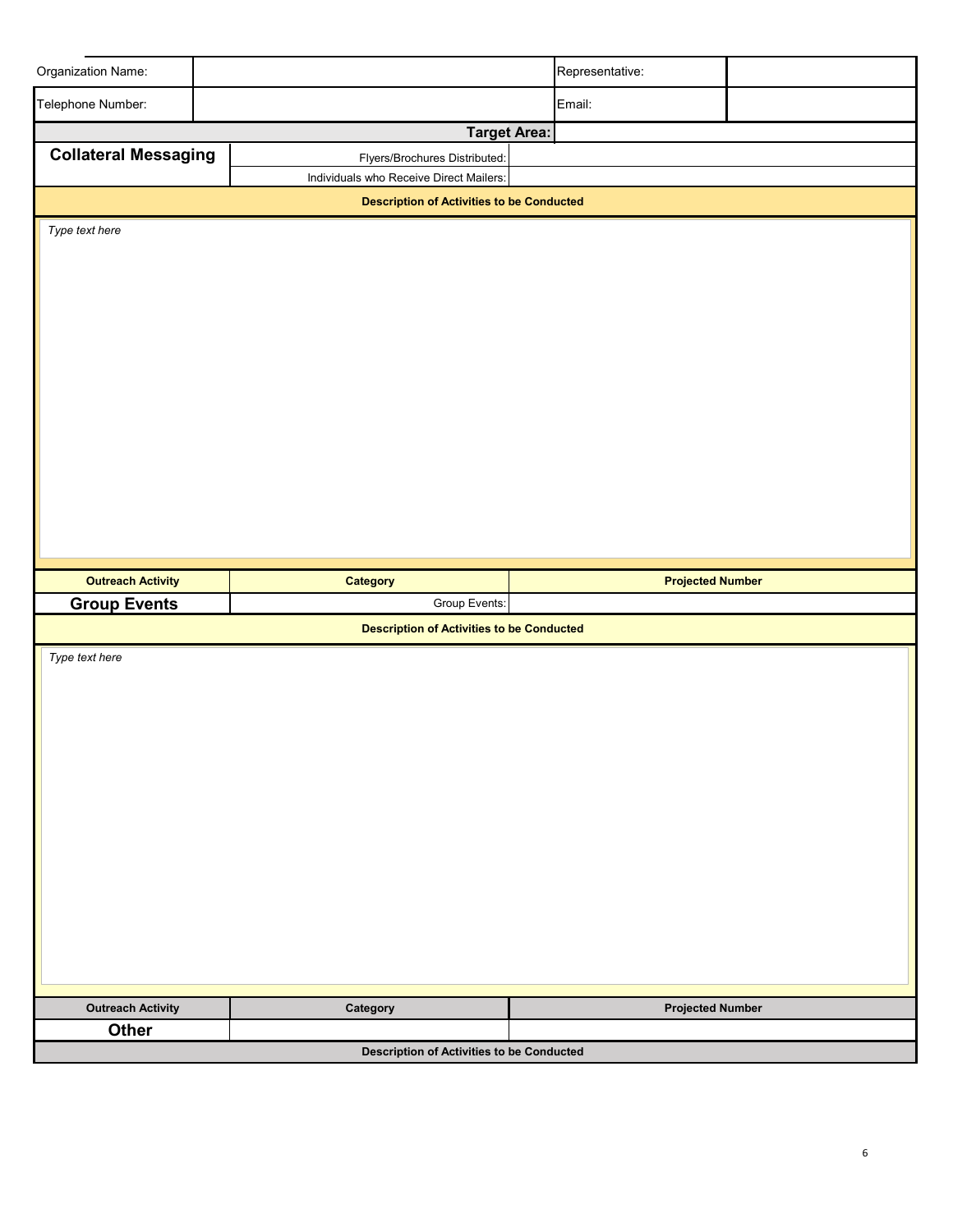| Organization Name: | | Representative: | |
|---|---|---|---|
| Telephone Number: | | Email: | |

| | Target Area: | |
|---|---|---|
| **Collateral Messaging** | Flyers/Brochures Distributed: | |
| | Individuals who Receive Direct Mailers: | |

**Description of Activities to be Conducted**

*Type text here*

| Outreach Activity | Category | Projected Number |
|---|---|---|
| **Group Events** | Group Events: | |

**Description of Activities to be Conducted**

*Type text here*

| Outreach Activity | Category | Projected Number |
|---|---|---|
| **Other** | | |

**Description of Activities to be Conducted**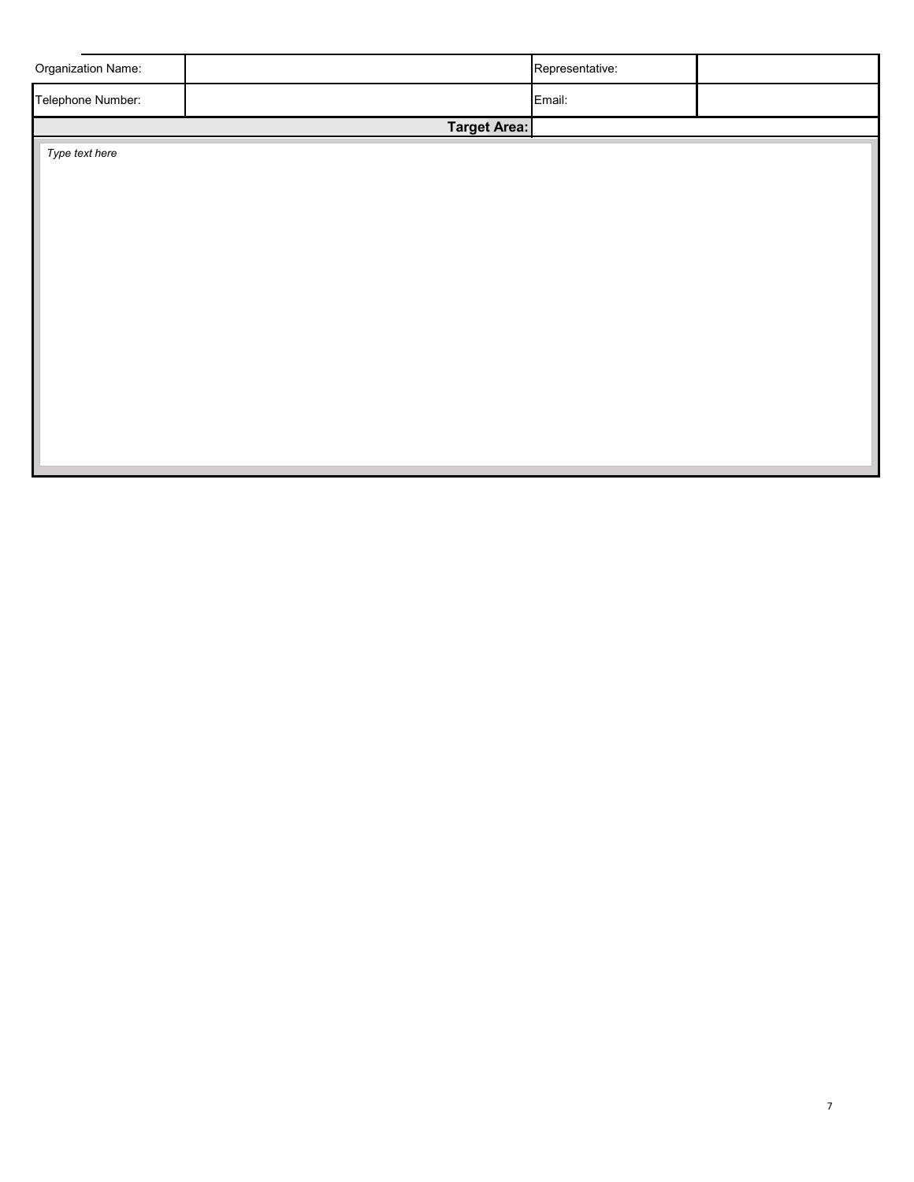| Organization Name: | | Representative: | |
|---|---|---|---|
| Telephone Number: | | Email: | |
| | **Target Area:** | | |

*Type text here*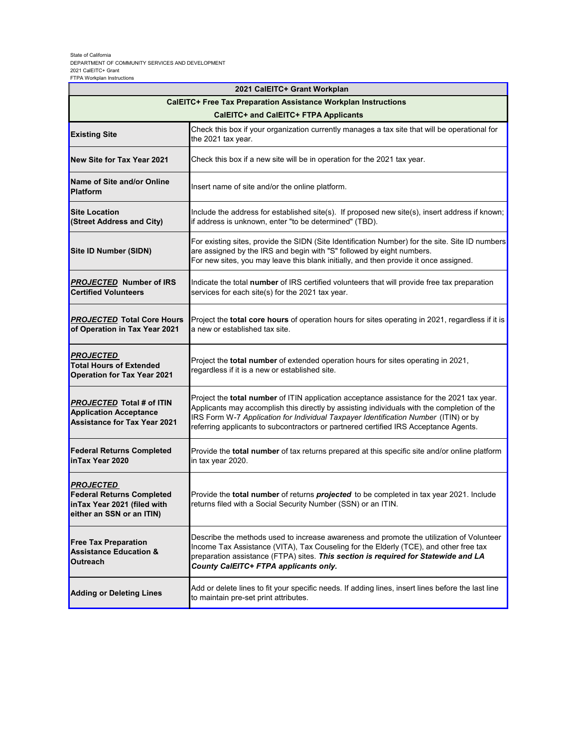State of California
DEPARTMENT OF COMMUNITY SERVICES AND DEVELOPMENT
2021 CalEITC+ Grant
FTPA Workplan Instructions

| 2021 CalEITC+ Grant Workplan | |
|---|---|
| **CalEITC+ Free Tax Preparation Assistance Workplan Instructions** | |
| **CalEITC+ and CalEITC+ FTPA Applicants** | |
| **Existing Site** | Check this box if your organization currently manages a tax site that will be operational for the 2021 tax year. |
| **New Site for Tax Year 2021** | Check this box if a new site will be in operation for the 2021 tax year. |
| **Name of Site and/or Online Platform** | Insert name of site and/or the online platform. |
| **Site Location (Street Address and City)** | Include the address for established site(s). If proposed new site(s), insert address if known; if address is unknown, enter "to be determined" (TBD). |
| **Site ID Number (SIDN)** | For existing sites, provide the SIDN (Site Identification Number) for the site. Site ID numbers are assigned by the IRS and begin with "S" followed by eight numbers. For new sites, you may leave this blank initially, and then provide it once assigned. |
| ***PROJECTED* Number of IRS Certified Volunteers** | Indicate the total **number** of IRS certified volunteers that will provide free tax preparation services for each site(s) for the 2021 tax year. |
| ***PROJECTED* Total Core Hours of Operation in Tax Year 2021** | Project the **total core hours** of operation hours for sites operating in 2021, regardless if it is a new or established tax site. |
| ***PROJECTED* Total Hours of Extended Operation for Tax Year 2021** | Project the **total number** of extended operation hours for sites operating in 2021, regardless if it is a new or established site. |
| ***PROJECTED* Total # of ITIN Application Acceptance Assistance for Tax Year 2021** | Project the **total number** of ITIN application acceptance assistance for the 2021 tax year. Applicants may accomplish this directly by assisting individuals with the completion of the IRS Form W-7 *Application for Individual Taxpayer Identification Number* (ITIN) or by referring applicants to subcontractors or partnered certified IRS Acceptance Agents. |
| **Federal Returns Completed inTax Year 2020** | Provide the **total number** of tax returns prepared at this specific site and/or online platform in tax year 2020. |
| ***PROJECTED* Federal Returns Completed inTax Year 2021 (filed with either an SSN or an ITIN)** | Provide the **total number** of returns ***projected*** to be completed in tax year 2021. Include returns filed with a Social Security Number (SSN) or an ITIN. |
| **Free Tax Preparation Assistance Education & Outreach** | Describe the methods used to increase awareness and promote the utilization of Volunteer Income Tax Assistance (VITA), Tax Couseling for the Elderly (TCE), and other free tax preparation assistance (FTPA) sites. ***This section is required for Statewide and LA County CalEITC+ FTPA applicants only.*** |
| **Adding or Deleting Lines** | Add or delete lines to fit your specific needs. If adding lines, insert lines before the last line to maintain pre-set print attributes. |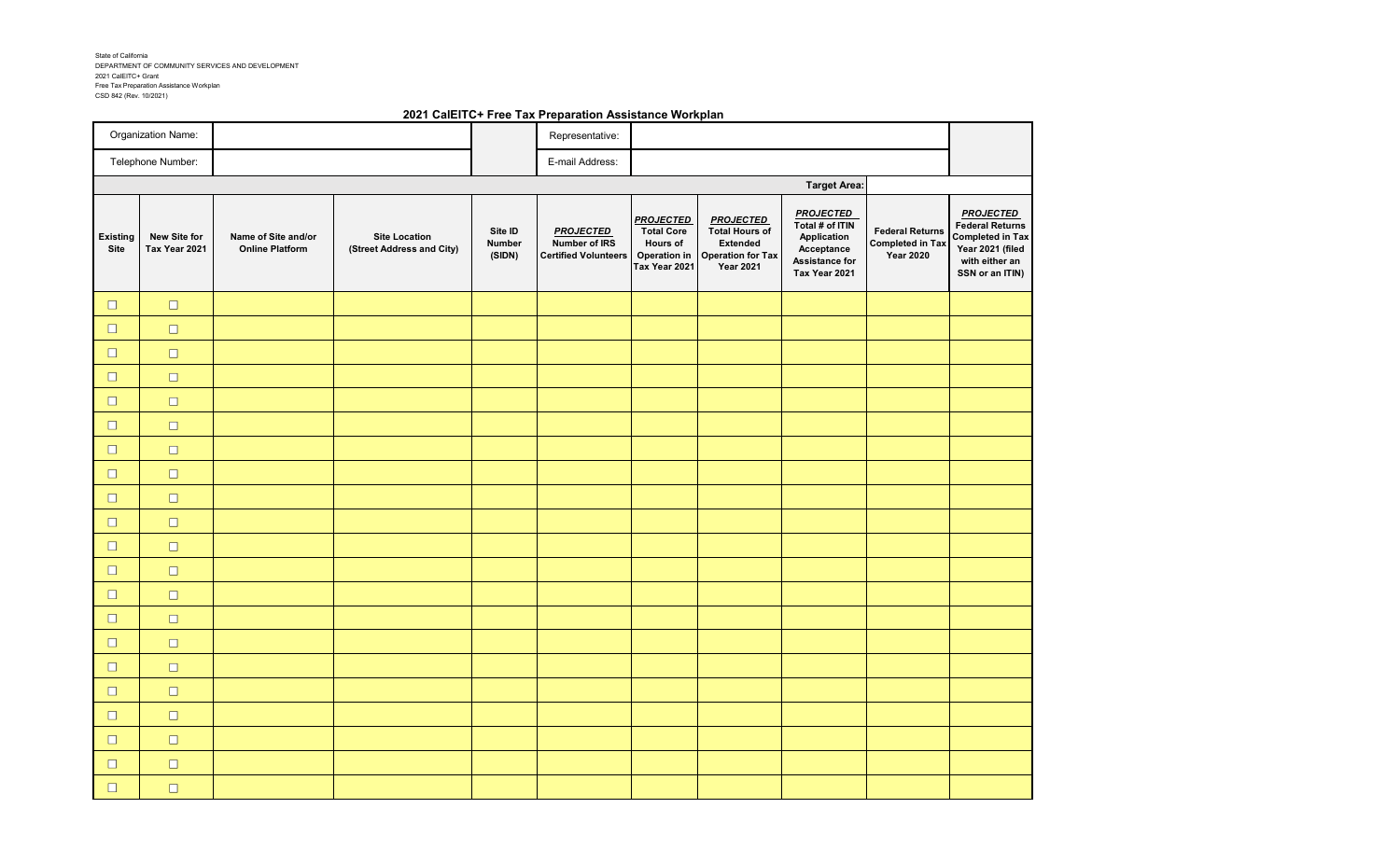State of California
DEPARTMENT OF COMMUNITY SERVICES AND DEVELOPMENT
2021 CalEITC+ Grant
Free Tax Preparation Assistance Workplan
CSD 842 (Rev. 10/2021)

## 2021 CalEITC+ Free Tax Preparation Assistance Workplan

| Organization Name: | | | | | Representative: | | | | | |
|---|---|---|---|---|---|---|---|---|---|---|
| Telephone Number: | | | | | E-mail Address: | | | | | |
| | | | | | | | | Target Area: | | |
| Existing Site | New Site for Tax Year 2021 | Name of Site and/or Online Platform | Site Location (Street Address and City) | Site ID Number (SIDN) | *PROJECTED* Number of IRS Certified Volunteers | *PROJECTED* Total Core Hours of Operation in Tax Year 2021 | *PROJECTED* Total Hours of Extended Operation for Tax Year 2021 | *PROJECTED* Total # of ITIN Application Acceptance Assistance for Tax Year 2021 | Federal Returns Completed in Tax Year 2020 | *PROJECTED* Federal Returns Completed in Tax Year 2021 (filed with either an SSN or an ITIN) |
| ☐ | ☐ | | | | | | | | | |
| ☐ | ☐ | | | | | | | | | |
| ☐ | ☐ | | | | | | | | | |
| ☐ | ☐ | | | | | | | | | |
| ☐ | ☐ | | | | | | | | | |
| ☐ | ☐ | | | | | | | | | |
| ☐ | ☐ | | | | | | | | | |
| ☐ | ☐ | | | | | | | | | |
| ☐ | ☐ | | | | | | | | | |
| ☐ | ☐ | | | | | | | | | |
| ☐ | ☐ | | | | | | | | | |
| ☐ | ☐ | | | | | | | | | |
| ☐ | ☐ | | | | | | | | | |
| ☐ | ☐ | | | | | | | | | |
| ☐ | ☐ | | | | | | | | | |
| ☐ | ☐ | | | | | | | | | |
| ☐ | ☐ | | | | | | | | | |
| ☐ | ☐ | | | | | | | | | |
| ☐ | ☐ | | | | | | | | | |
| ☐ | ☐ | | | | | | | | | |
| ☐ | ☐ | | | | | | | | | |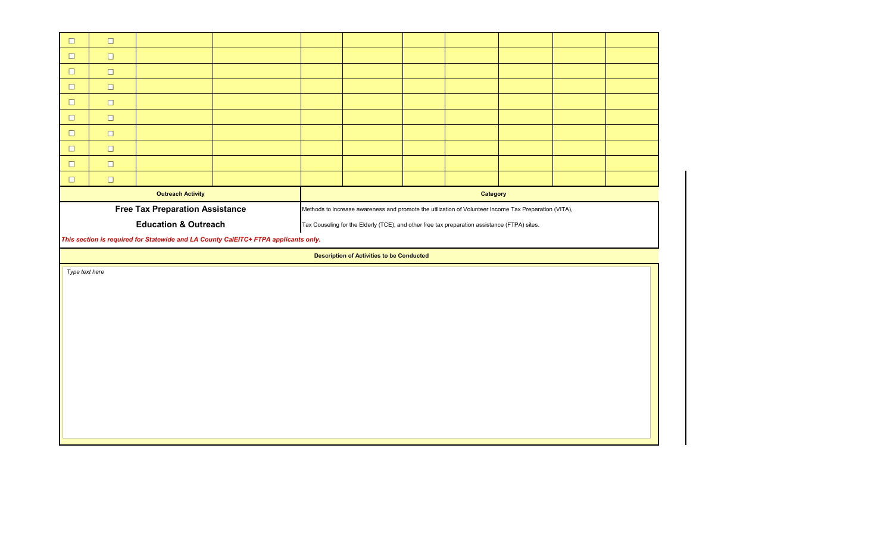| | | | | | | | | | | |
|---|---|---|---|---|---|---|---|---|---|---|
| ☐ | ☐ | | | | | | | | | |
| ☐ | ☐ | | | | | | | | | |
| ☐ | ☐ | | | | | | | | | |
| ☐ | ☐ | | | | | | | | | |
| ☐ | ☐ | | | | | | | | | |
| ☐ | ☐ | | | | | | | | | |
| ☐ | ☐ | | | | | | | | | |
| ☐ | ☐ | | | | | | | | | |
| ☐ | ☐ | | | | | | | | | |
| ☐ | ☐ | | | | | | | | | |

| Outreach Activity | Category |
|---|---|
| **Free Tax Preparation Assistance**<br>**Education & Outreach** | Methods to increase awareness and promote the utilization of Volunteer Income Tax Preparation (VITA), Tax Couseling for the Elderly (TCE), and other free tax preparation assistance (FTPA) sites. |

***This section is required for Statewide and LA County CalEITC+ FTPA applicants only.***

**Description of Activities to be Conducted**

*Type text here*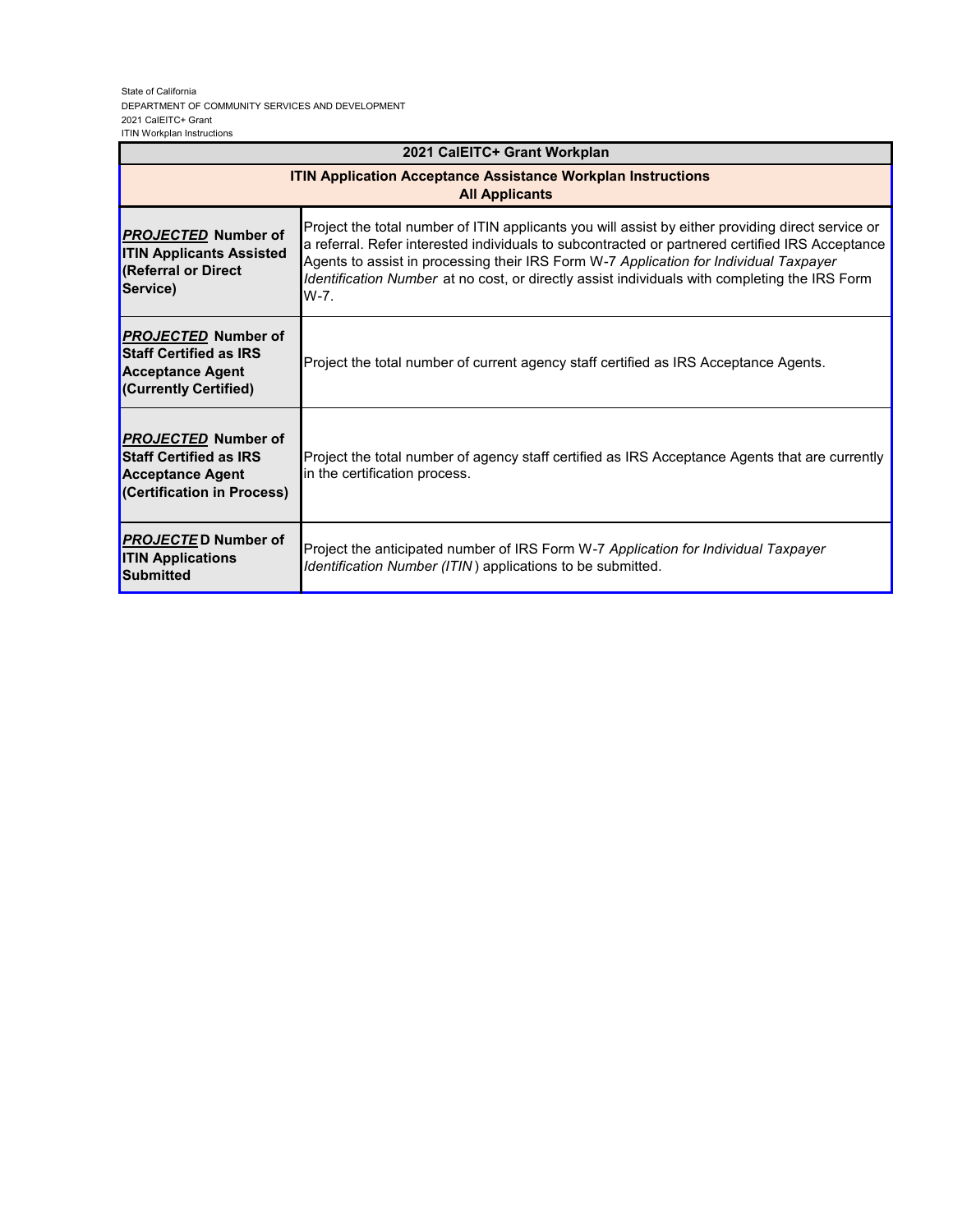State of California
DEPARTMENT OF COMMUNITY SERVICES AND DEVELOPMENT
2021 CalEITC+ Grant
ITIN Workplan Instructions

| 2021 CalEITC+ Grant Workplan | |
|---|---|
| **ITIN Application Acceptance Assistance Workplan Instructions**<br>**All Applicants** | |
| ***PROJECTED*** **Number of ITIN Applicants Assisted (Referral or Direct Service)** | Project the total number of ITIN applicants you will assist by either providing direct service or a referral. Refer interested individuals to subcontracted or partnered certified IRS Acceptance Agents to assist in processing their IRS Form W-7 *Application for Individual Taxpayer Identification Number* at no cost, or directly assist individuals with completing the IRS Form W-7. |
| ***PROJECTED*** **Number of Staff Certified as IRS Acceptance Agent (Currently Certified)** | Project the total number of current agency staff certified as IRS Acceptance Agents. |
| ***PROJECTED*** **Number of Staff Certified as IRS Acceptance Agent (Certification in Process)** | Project the total number of agency staff certified as IRS Acceptance Agents that are currently in the certification process. |
| ***PROJECTED*** **Number of ITIN Applications Submitted** | Project the anticipated number of IRS Form W-7 *Application for Individual Taxpayer Identification Number (ITIN)* applications to be submitted. |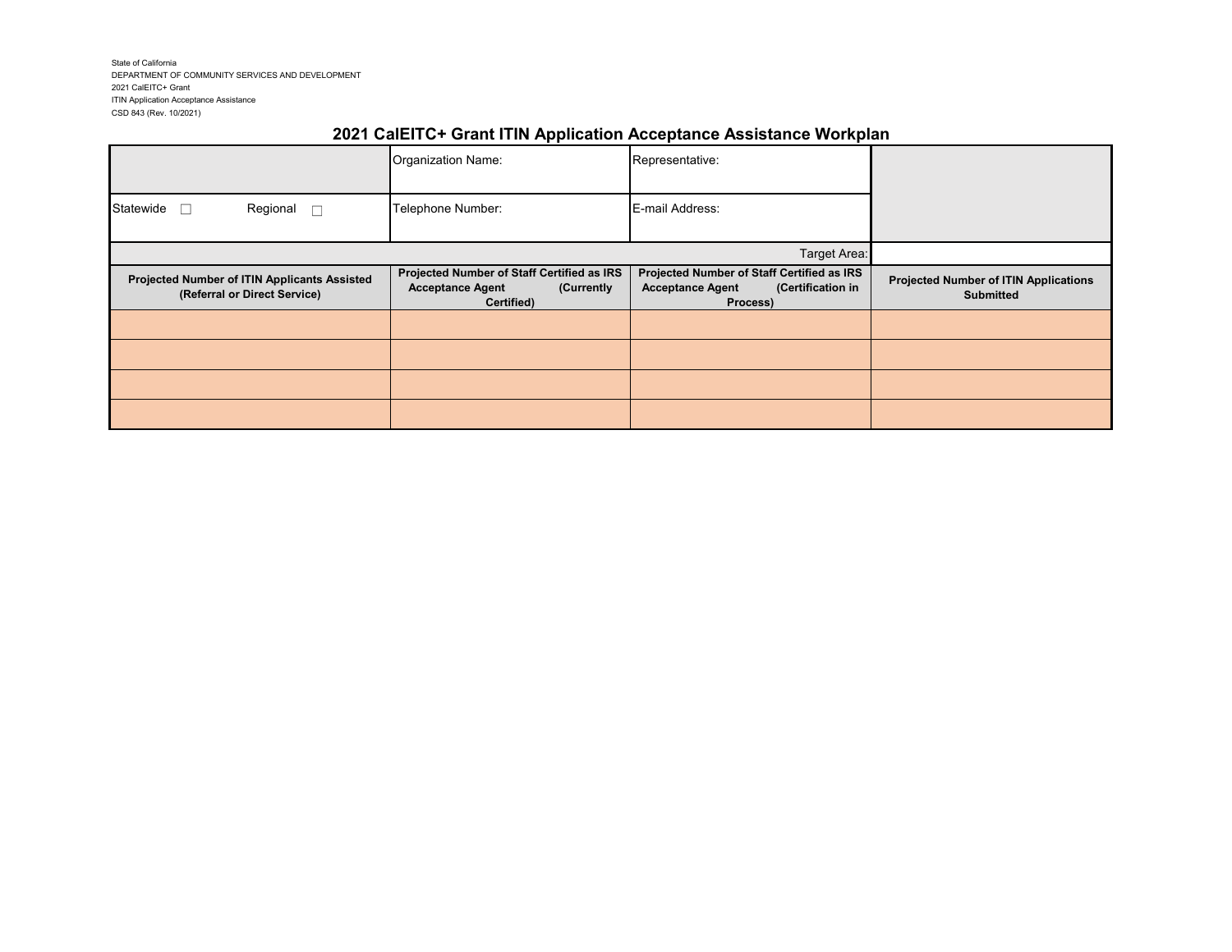State of California
DEPARTMENT OF COMMUNITY SERVICES AND DEVELOPMENT
2021 CalEITC+ Grant
ITIN Application Acceptance Assistance
CSD 843 (Rev. 10/2021)

## 2021 CalEITC+ Grant ITIN Application Acceptance Assistance Workplan

| | Organization Name: | Representative: | |
|---|---|---|---|
| Statewide ☐ Regional ☐ | Telephone Number: | E-mail Address: | |
| | | Target Area: | |
| **Projected Number of ITIN Applicants Assisted (Referral or Direct Service)** | **Projected Number of Staff Certified as IRS Acceptance Agent (Currently Certified)** | **Projected Number of Staff Certified as IRS Acceptance Agent (Certification in Process)** | **Projected Number of ITIN Applications Submitted** |
| | | | |
| | | | |
| | | | |
| | | | |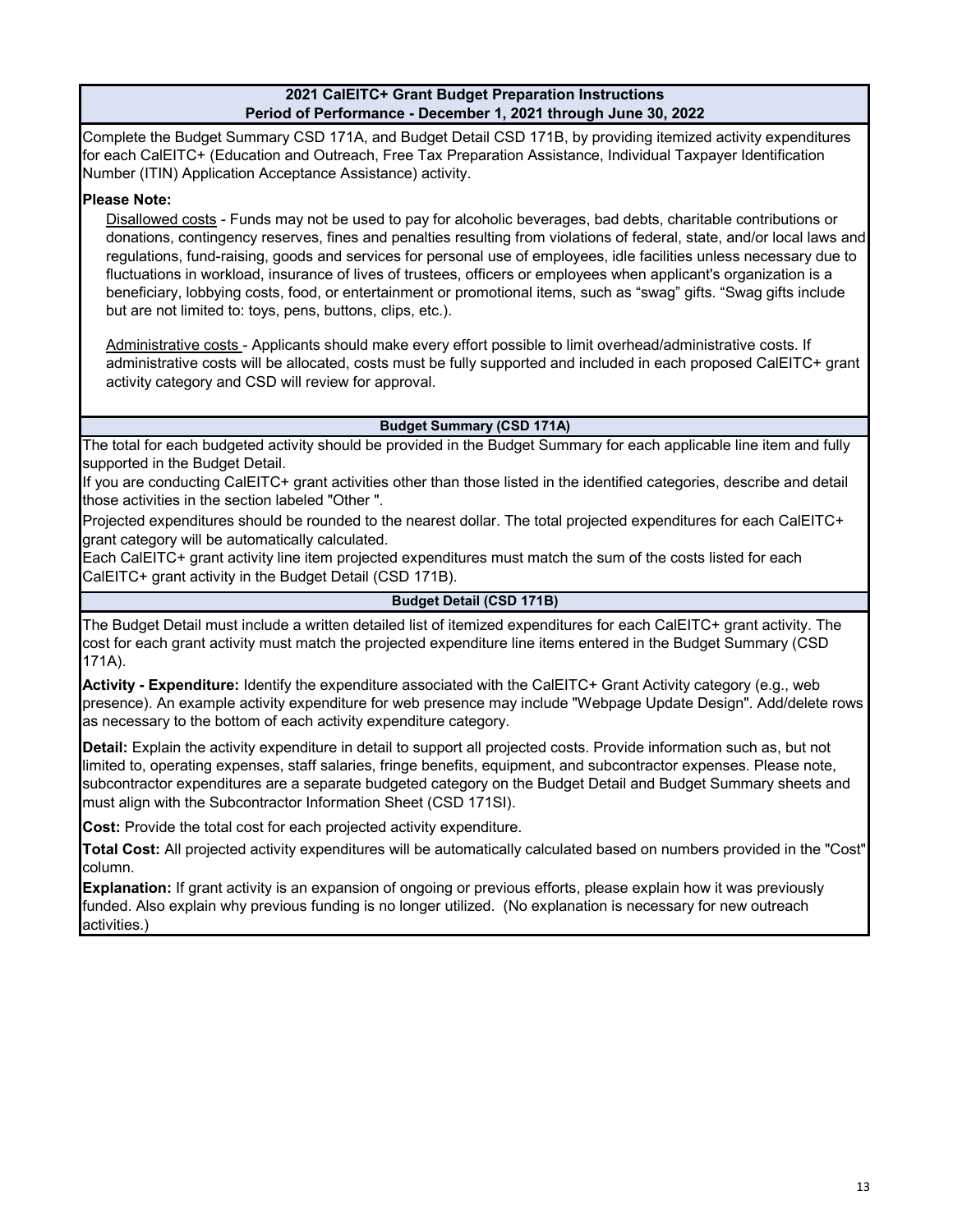## 2021 CalEITC+ Grant Budget Preparation Instructions
## Period of Performance - December 1, 2021 through June 30, 2022

Complete the Budget Summary CSD 171A, and Budget Detail CSD 171B, by providing itemized activity expenditures for each CalEITC+ (Education and Outreach, Free Tax Preparation Assistance, Individual Taxpayer Identification Number (ITIN) Application Acceptance Assistance) activity.

**Please Note:**

Disallowed costs - Funds may not be used to pay for alcoholic beverages, bad debts, charitable contributions or donations, contingency reserves, fines and penalties resulting from violations of federal, state, and/or local laws and regulations, fund-raising, goods and services for personal use of employees, idle facilities unless necessary due to fluctuations in workload, insurance of lives of trustees, officers or employees when applicant's organization is a beneficiary, lobbying costs, food, or entertainment or promotional items, such as "swag" gifts. "Swag gifts include but are not limited to: toys, pens, buttons, clips, etc.).

Administrative costs - Applicants should make every effort possible to limit overhead/administrative costs. If administrative costs will be allocated, costs must be fully supported and included in each proposed CalEITC+ grant activity category and CSD will review for approval.

### Budget Summary (CSD 171A)

The total for each budgeted activity should be provided in the Budget Summary for each applicable line item and fully supported in the Budget Detail.

If you are conducting CalEITC+ grant activities other than those listed in the identified categories, describe and detail those activities in the section labeled "Other ".

Projected expenditures should be rounded to the nearest dollar. The total projected expenditures for each CalEITC+ grant category will be automatically calculated.

Each CalEITC+ grant activity line item projected expenditures must match the sum of the costs listed for each CalEITC+ grant activity in the Budget Detail (CSD 171B).

### Budget Detail (CSD 171B)

The Budget Detail must include a written detailed list of itemized expenditures for each CalEITC+ grant activity. The cost for each grant activity must match the projected expenditure line items entered in the Budget Summary (CSD 171A).

**Activity - Expenditure:** Identify the expenditure associated with the CalEITC+ Grant Activity category (e.g., web presence). An example activity expenditure for web presence may include "Webpage Update Design". Add/delete rows as necessary to the bottom of each activity expenditure category.

**Detail:** Explain the activity expenditure in detail to support all projected costs. Provide information such as, but not limited to, operating expenses, staff salaries, fringe benefits, equipment, and subcontractor expenses. Please note, subcontractor expenditures are a separate budgeted category on the Budget Detail and Budget Summary sheets and must align with the Subcontractor Information Sheet (CSD 171SI).

**Cost:** Provide the total cost for each projected activity expenditure.

**Total Cost:** All projected activity expenditures will be automatically calculated based on numbers provided in the "Cost" column.

**Explanation:** If grant activity is an expansion of ongoing or previous efforts, please explain how it was previously funded. Also explain why previous funding is no longer utilized. (No explanation is necessary for new outreach activities.)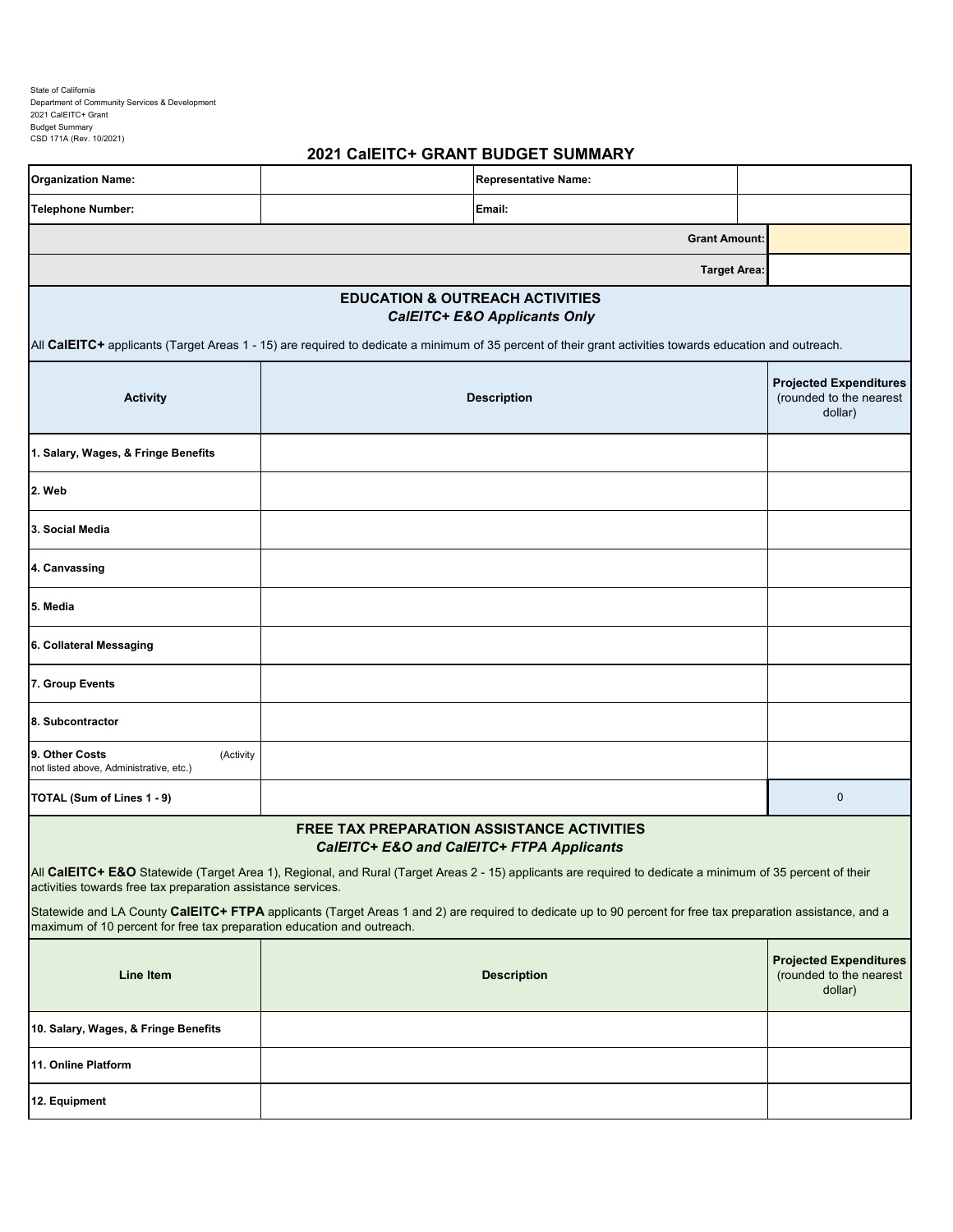State of California
Department of Community Services & Development
2021 CalEITC+ Grant
Budget Summary
CSD 171A (Rev. 10/2021)

## 2021 CalEITC+ GRANT BUDGET SUMMARY

| **Organization Name:** | | **Representative Name:** | |
|---|---|---|---|
| **Telephone Number:** | | **Email:** | |
| | | **Grant Amount:** | |
| | | **Target Area:** | |

### EDUCATION & OUTREACH ACTIVITIES
***CalEITC+ E&O Applicants Only***

All **CalEITC+** applicants (Target Areas 1 - 15) are required to dedicate a minimum of 35 percent of their grant activities towards education and outreach.

| **Activity** | **Description** | **Projected Expenditures** (rounded to the nearest dollar) |
|---|---|---|
| **1. Salary, Wages, & Fringe Benefits** | | |
| **2. Web** | | |
| **3. Social Media** | | |
| **4. Canvassing** | | |
| **5. Media** | | |
| **6. Collateral Messaging** | | |
| **7. Group Events** | | |
| **8. Subcontractor** | | |
| **9. Other Costs** (Activity not listed above, Administrative, etc.) | | |
| **TOTAL (Sum of Lines 1 - 9)** | | 0 |

### FREE TAX PREPARATION ASSISTANCE ACTIVITIES
***CalEITC+ E&O and CalEITC+ FTPA Applicants***

All **CalEITC+ E&O** Statewide (Target Area 1), Regional, and Rural (Target Areas 2 - 15) applicants are required to dedicate a minimum of 35 percent of their activities towards free tax preparation assistance services.

Statewide and LA County **CalEITC+ FTPA** applicants (Target Areas 1 and 2) are required to dedicate up to 90 percent for free tax preparation assistance, and a maximum of 10 percent for free tax preparation education and outreach.

| **Line Item** | **Description** | **Projected Expenditures** (rounded to the nearest dollar) |
|---|---|---|
| **10. Salary, Wages, & Fringe Benefits** | | |
| **11. Online Platform** | | |
| **12. Equipment** | | |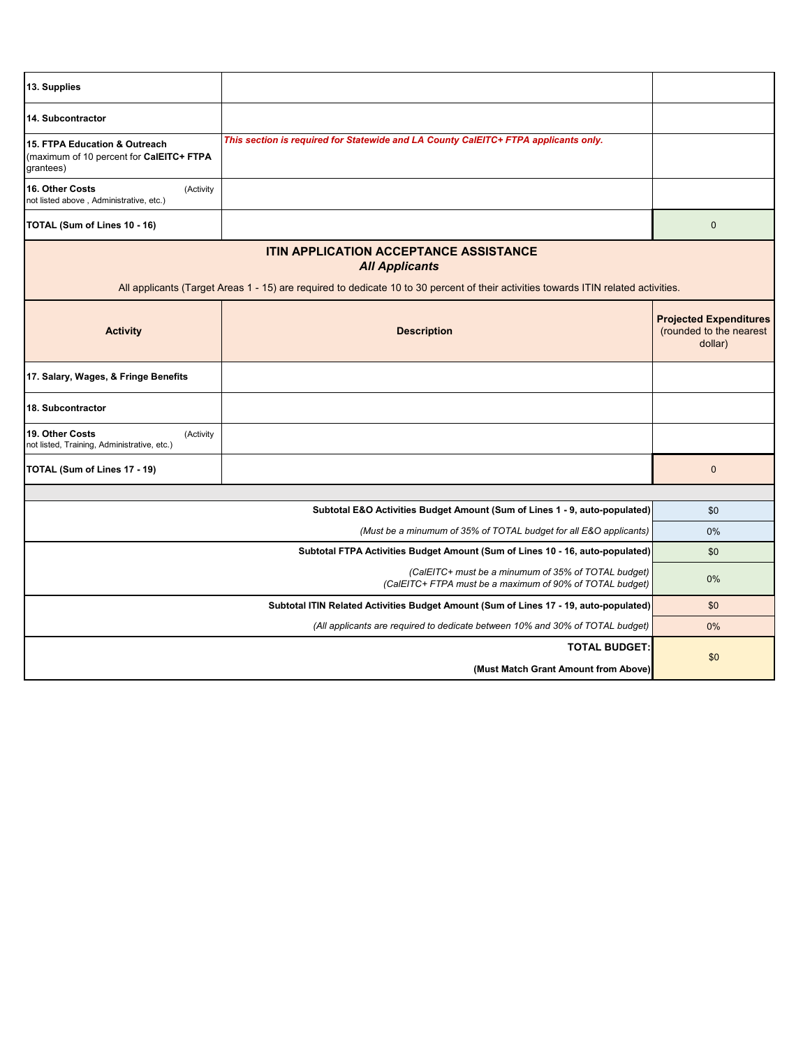| | | |
|---|---|---|
| **13. Supplies** | | |
| **14. Subcontractor** | | |
| **15. FTPA Education & Outreach** (maximum of 10 percent for **CalEITC+ FTPA** grantees) | ***This section is required for Statewide and LA County CalEITC+ FTPA applicants only.*** | |
| **16. Other Costs** (Activity not listed above , Administrative, etc.) | | |
| **TOTAL (Sum of Lines 10 - 16)** | | 0 |

## ITIN APPLICATION ACCEPTANCE ASSISTANCE

***All Applicants***

All applicants (Target Areas 1 - 15) are required to dedicate 10 to 30 percent of their activities towards ITIN related activities.

| Activity | Description | **Projected Expenditures** (rounded to the nearest dollar) |
|---|---|---|
| **17. Salary, Wages, & Fringe Benefits** | | |
| **18. Subcontractor** | | |
| **19. Other Costs** (Activity not listed, Training, Administrative, etc.) | | |
| **TOTAL (Sum of Lines 17 - 19)** | | 0 |

| | |
|---|---|
| **Subtotal E&O Activities Budget Amount (Sum of Lines 1 - 9, auto-populated)** | $0 |
| *(Must be a minumum of 35% of TOTAL budget for all E&O applicants)* | 0% |
| **Subtotal FTPA Activities Budget Amount (Sum of Lines 10 - 16, auto-populated)** | $0 |
| *(CalEITC+ must be a minumum of 35% of TOTAL budget)* *(CalEITC+ FTPA must be a maximum of 90% of TOTAL budget)* | 0% |
| **Subtotal ITIN Related Activities Budget Amount (Sum of Lines 17 - 19, auto-populated)** | $0 |
| *(All applicants are required to dedicate between 10% and 30% of TOTAL budget)* | 0% |
| **TOTAL BUDGET:** **(Must Match Grant Amount from Above)** | $0 |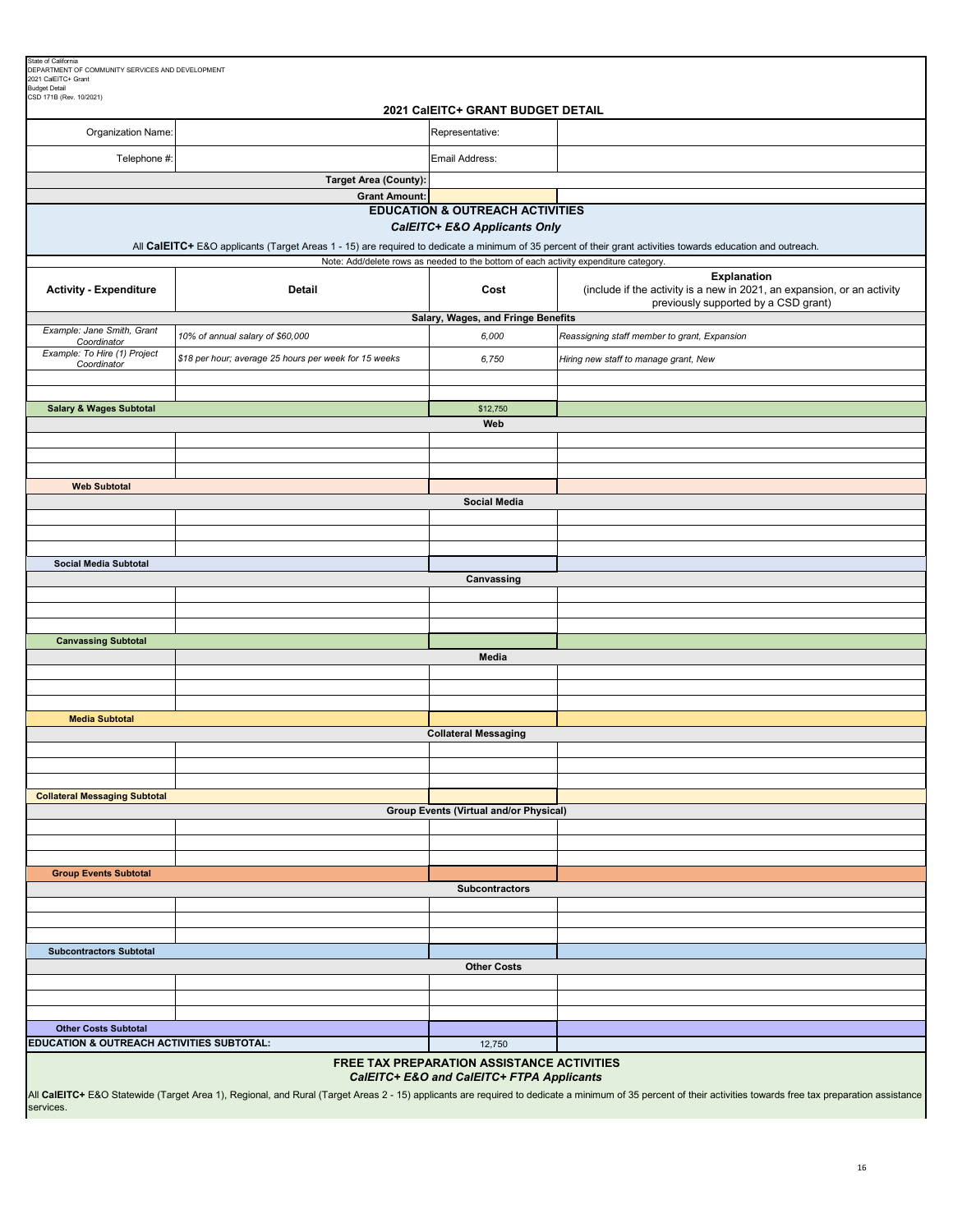State of California
DEPARTMENT OF COMMUNITY SERVICES AND DEVELOPMENT
2021 CalEITC+ Grant
Budget Detail
CSD 171B (Rev. 10/2021)

## 2021 CalEITC+ GRANT BUDGET DETAIL

| Organization Name: | | Representative: | |
|---|---|---|---|
| Telephone #: | | Email Address: | |
| | Target Area (County): | | |
| | Grant Amount: | | |

### EDUCATION & OUTREACH ACTIVITIES

***CalEITC+ E&O Applicants Only***

All **CalEITC+** E&O applicants (Target Areas 1 - 15) are required to dedicate a minimum of 35 percent of their grant activities towards education and outreach.

Note: Add/delete rows as needed to the bottom of each activity expenditure category.

| Activity - Expenditure | Detail | Cost | Explanation (include if the activity is a new in 2021, an expansion, or an activity previously supported by a CSD grant) |
|---|---|---|---|
| | | **Salary, Wages, and Fringe Benefits** | |
| *Example: Jane Smith, Grant Coordinator* | *10% of annual salary of $60,000* | *6,000* | *Reassigning staff member to grant, Expansion* |
| *Example: To Hire (1) Project Coordinator* | *$18 per hour; average 25 hours per week for 15 weeks* | *6,750* | *Hiring new staff to manage grant, New* |
| | | | |
| | | | |
| **Salary & Wages Subtotal** | | $12,750 | |
| | | **Web** | |
| | | | |
| | | | |
| | | | |
| **Web Subtotal** | | | |
| | | **Social Media** | |
| | | | |
| | | | |
| | | | |
| **Social Media Subtotal** | | | |
| | | **Canvassing** | |
| | | | |
| | | | |
| | | | |
| **Canvassing Subtotal** | | | |
| | | **Media** | |
| | | | |
| | | | |
| | | | |
| **Media Subtotal** | | | |
| | | **Collateral Messaging** | |
| | | | |
| | | | |
| | | | |
| **Collateral Messaging Subtotal** | | | |
| | | **Group Events (Virtual and/or Physical)** | |
| | | | |
| | | | |
| | | | |
| **Group Events Subtotal** | | | |
| | | **Subcontractors** | |
| | | | |
| | | | |
| | | | |
| **Subcontractors Subtotal** | | | |
| | | **Other Costs** | |
| | | | |
| | | | |
| | | | |
| **Other Costs Subtotal** | | | |
| **EDUCATION & OUTREACH ACTIVITIES SUBTOTAL:** | | 12,750 | |

### FREE TAX PREPARATION ASSISTANCE ACTIVITIES

***CalEITC+ E&O and CalEITC+ FTPA Applicants***

All **CalEITC+** E&O Statewide (Target Area 1), Regional, and Rural (Target Areas 2 - 15) applicants are required to dedicate a minimum of 35 percent of their activities towards free tax preparation assistance services.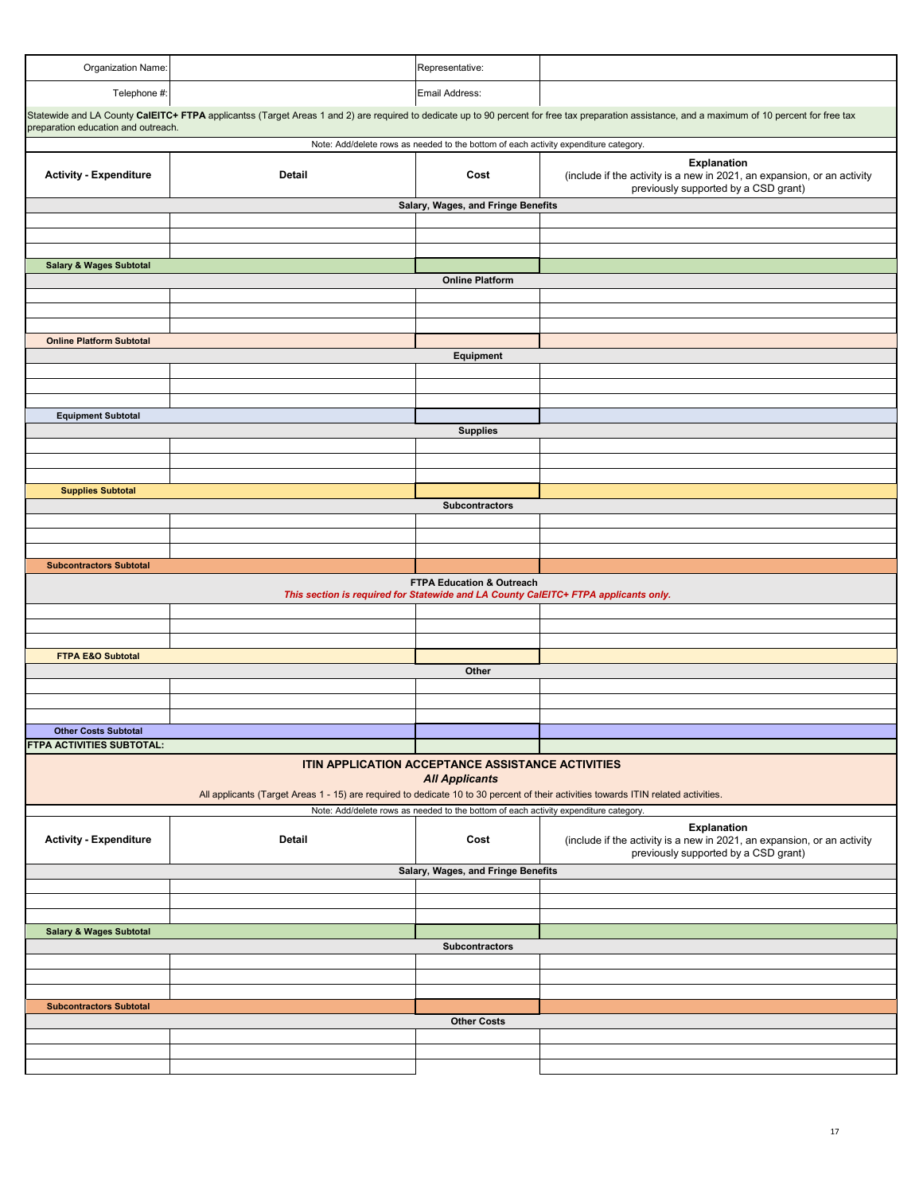| Organization Name: | | Representative: | |
|---|---|---|---|
| Telephone #: | | Email Address: | |

Statewide and LA County **CalEITC+ FTPA** applicantss (Target Areas 1 and 2) are required to dedicate up to 90 percent for free tax preparation assistance, and a maximum of 10 percent for free tax preparation education and outreach.

Note: Add/delete rows as needed to the bottom of each activity expenditure category.

| Activity - Expenditure | Detail | Cost | Explanation (include if the activity is a new in 2021, an expansion, or an activity previously supported by a CSD grant) |
|---|---|---|---|
| **Salary, Wages, and Fringe Benefits** | | | |
| | | | |
| | | | |
| | | | |
| **Salary & Wages Subtotal** | | | |
| **Online Platform** | | | |
| | | | |
| | | | |
| | | | |
| **Online Platform Subtotal** | | | |
| **Equipment** | | | |
| | | | |
| | | | |
| | | | |
| **Equipment Subtotal** | | | |
| **Supplies** | | | |
| | | | |
| | | | |
| | | | |
| **Supplies Subtotal** | | | |
| **Subcontractors** | | | |
| | | | |
| | | | |
| | | | |
| **Subcontractors Subtotal** | | | |
| **FTPA Education & Outreach** *This section is required for Statewide and LA County CalEITC+ FTPA applicants only.* | | | |
| | | | |
| | | | |
| | | | |
| **FTPA E&O Subtotal** | | | |
| **Other** | | | |
| | | | |
| | | | |
| | | | |
| **Other Costs Subtotal** | | | |
| **FTPA ACTIVITIES SUBTOTAL:** | | | |

## ITIN APPLICATION ACCEPTANCE ASSISTANCE ACTIVITIES

***All Applicants***

All applicants (Target Areas 1 - 15) are required to dedicate 10 to 30 percent of their activities towards ITIN related activities.

Note: Add/delete rows as needed to the bottom of each activity expenditure category.

| Activity - Expenditure | Detail | Cost | Explanation (include if the activity is a new in 2021, an expansion, or an activity previously supported by a CSD grant) |
|---|---|---|---|
| **Salary, Wages, and Fringe Benefits** | | | |
| | | | |
| | | | |
| | | | |
| **Salary & Wages Subtotal** | | | |
| **Subcontractors** | | | |
| | | | |
| | | | |
| | | | |
| **Subcontractors Subtotal** | | | |
| **Other Costs** | | | |
| | | | |
| | | | |
| | | | |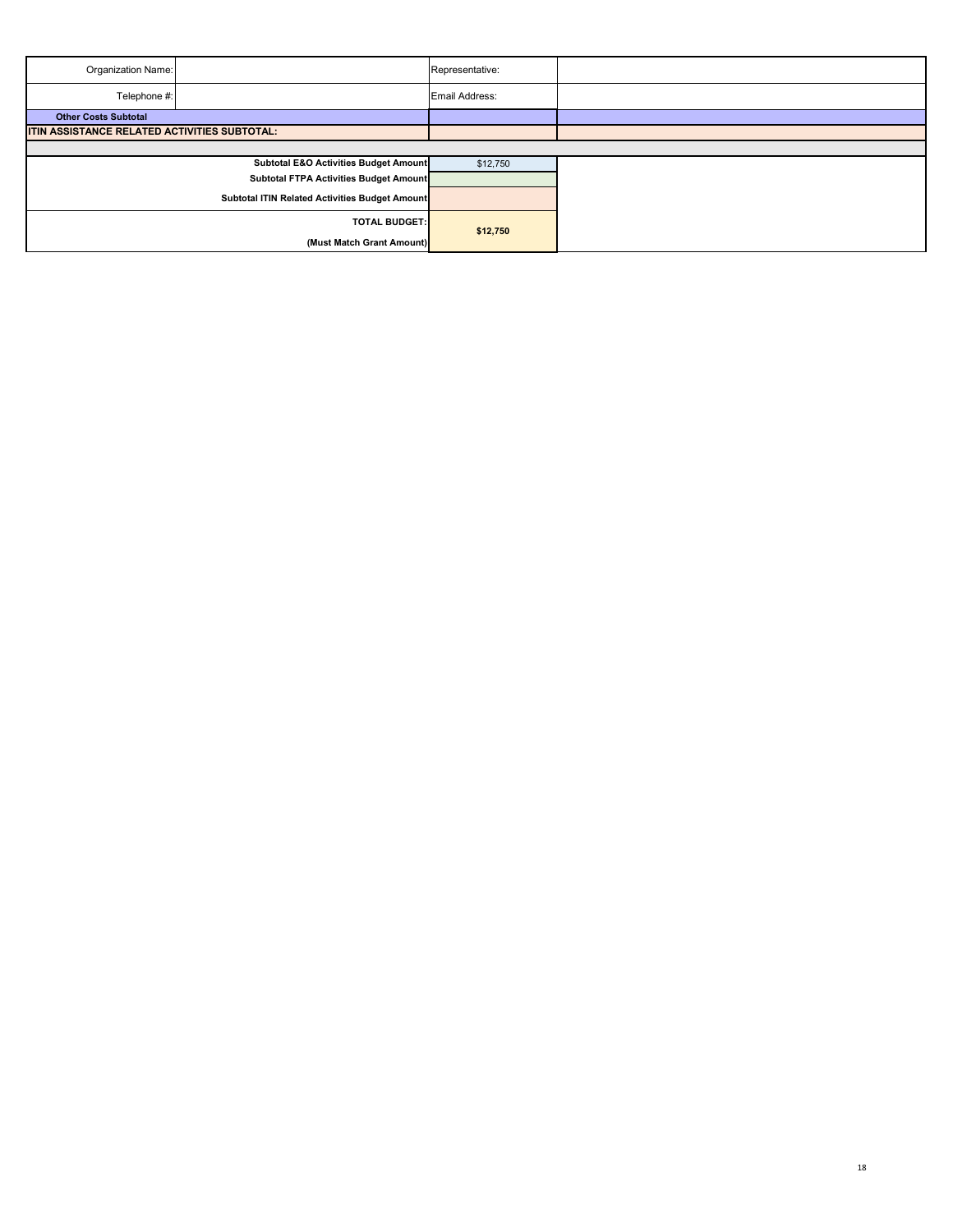| Organization Name: | | Representative: | |
|---|---|---|---|
| Telephone #: | | Email Address: | |
| **Other Costs Subtotal** | | | |
| **ITIN ASSISTANCE RELATED ACTIVITIES SUBTOTAL:** | | | |
| | | | |
| | **Subtotal E&O Activities Budget Amount** | $12,750 | |
| | **Subtotal FTPA Activities Budget Amount** | | |
| | **Subtotal ITIN Related Activities Budget Amount** | | |
| | **TOTAL BUDGET: (Must Match Grant Amount)** | **$12,750** | |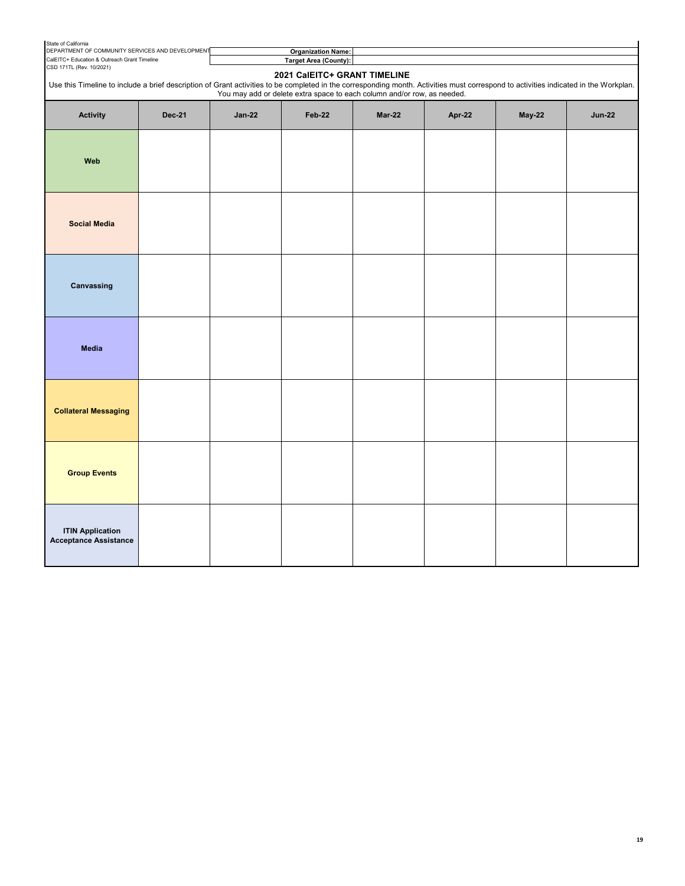State of California
DEPARTMENT OF COMMUNITY SERVICES AND DEVELOPMENT
CalEITC+ Education & Outreach Grant Timeline
CSD 171TL (Rev. 10/2021)

| **Organization Name:** | |
|---|---|
| **Target Area (County):** | |

## 2021 CalEITC+ GRANT TIMELINE

Use this Timeline to include a brief description of Grant activities to be completed in the corresponding month. Activities must correspond to activities indicated in the Workplan. You may add or delete extra space to each column and/or row, as needed.

| Activity | Dec-21 | Jan-22 | Feb-22 | Mar-22 | Apr-22 | May-22 | Jun-22 |
|---|---|---|---|---|---|---|---|
| **Web** | | | | | | | |
| **Social Media** | | | | | | | |
| **Canvassing** | | | | | | | |
| **Media** | | | | | | | |
| **Collateral Messaging** | | | | | | | |
| **Group Events** | | | | | | | |
| **ITIN Application Acceptance Assistance** | | | | | | | |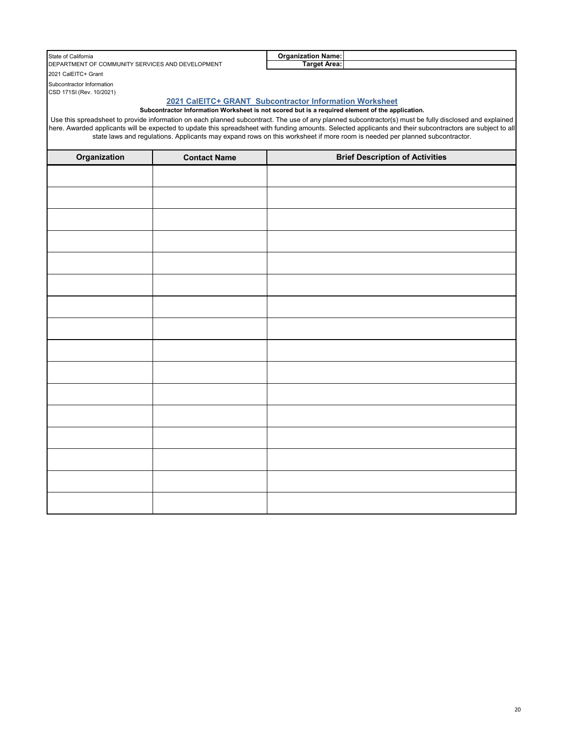State of California
DEPARTMENT OF COMMUNITY SERVICES AND DEVELOPMENT
2021 CalEITC+ Grant
Subcontractor Information
CSD 171SI (Rev. 10/2021)

| | |
|---|---|
| **Organization Name:** | |
| **Target Area:** | |

## 2021 CalEITC+ GRANT Subcontractor Information Worksheet

**Subcontractor Information Worksheet is not scored but is a required element of the application.**

Use this spreadsheet to provide information on each planned subcontract. The use of any planned subcontractor(s) must be fully disclosed and explained here. Awarded applicants will be expected to update this spreadsheet with funding amounts. Selected applicants and their subcontractors are subject to all state laws and regulations. Applicants may expand rows on this worksheet if more room is needed per planned subcontractor.

| Organization | Contact Name | Brief Description of Activities |
|---|---|---|
| | | |
| | | |
| | | |
| | | |
| | | |
| | | |
| | | |
| | | |
| | | |
| | | |
| | | |
| | | |
| | | |
| | | |
| | | |
| | | |